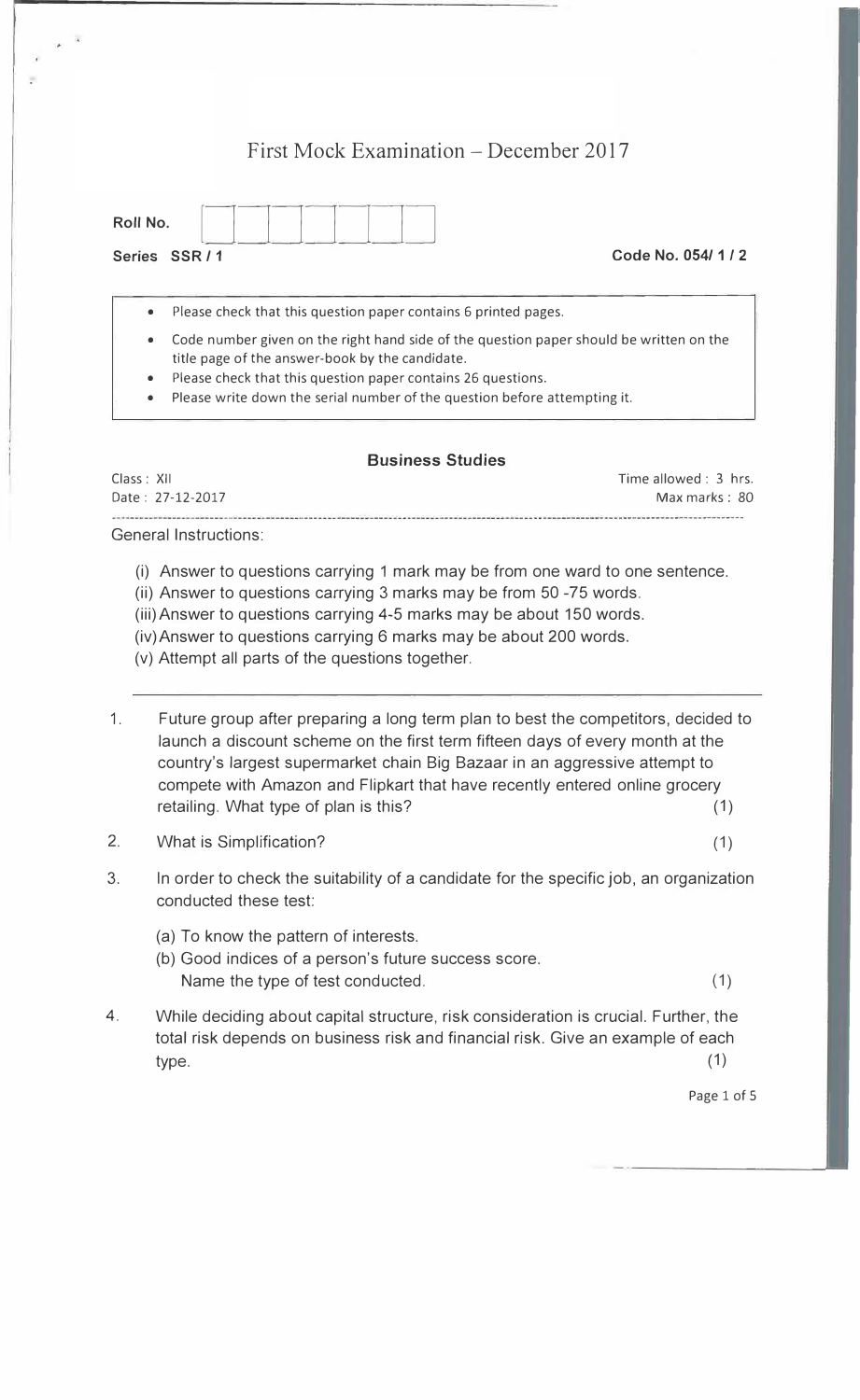# First Mock Examination – December 2017

**Roll No.** | | | | | | | |

**Series SSR / 1** **Code No. 054/ 1 / 2**

- Please check that this question paper contains 6 printed pages.
- Code number given on the right hand side of the question paper should be written on the title page of the answer-book by the candidate.
- Please check that this question paper contains 26 questions.
- Please write down the serial number of the question before attempting it.

## Business Studies

Class : XII Time allowed : 3 hrs.

Date : 27-12-2017 Max marks : 80

General Instructions:

(i) Answer to questions carrying 1 mark may be from one ward to one sentence.
(ii) Answer to questions carrying 3 marks may be from 50 -75 words.
(iii) Answer to questions carrying 4-5 marks may be about 150 words.
(iv) Answer to questions carrying 6 marks may be about 200 words.
(v) Attempt all parts of the questions together.

---

1. Future group after preparing a long term plan to best the competitors, decided to launch a discount scheme on the first term fifteen days of every month at the country's largest supermarket chain Big Bazaar in an aggressive attempt to compete with Amazon and Flipkart that have recently entered online grocery retailing. What type of plan is this? (1)

2. What is Simplification? (1)

3. In order to check the suitability of a candidate for the specific job, an organization conducted these test:

   (a) To know the pattern of interests.
   (b) Good indices of a person's future success score.
   Name the type of test conducted. (1)

4. While deciding about capital structure, risk consideration is crucial. Further, the total risk depends on business risk and financial risk. Give an example of each type. (1)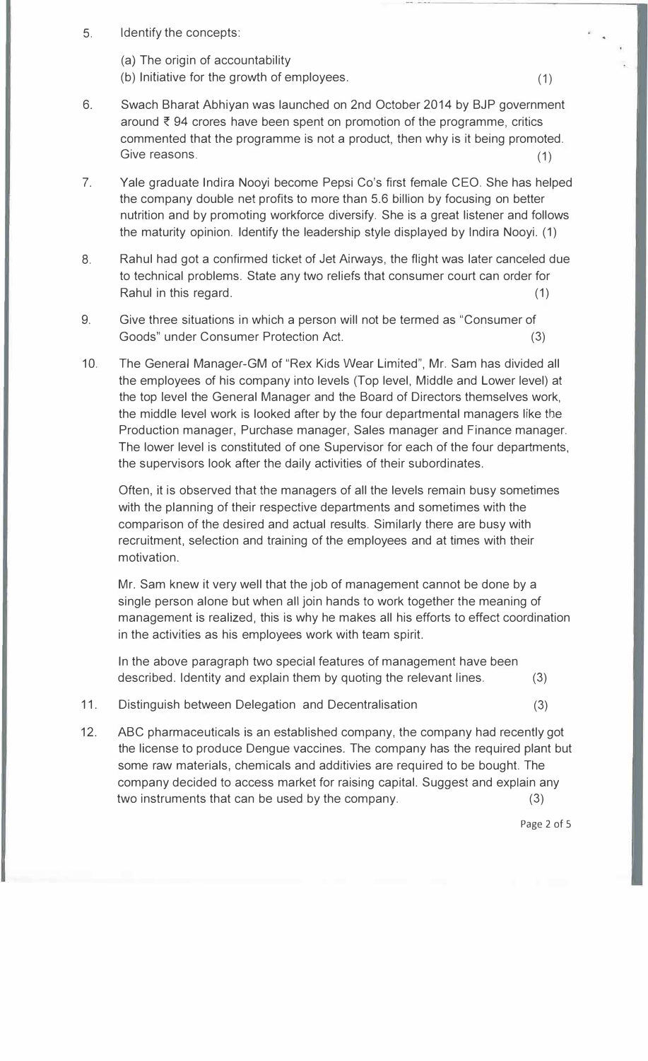5. Identify the concepts:

   (a) The origin of accountability
   (b) Initiative for the growth of employees. (1)

6. Swach Bharat Abhiyan was launched on 2nd October 2014 by BJP government around ₹ 94 crores have been spent on promotion of the programme, critics commented that the programme is not a product, then why is it being promoted. Give reasons. (1)

7. Yale graduate Indira Nooyi become Pepsi Co's first female CEO. She has helped the company double net profits to more than 5.6 billion by focusing on better nutrition and by promoting workforce diversify. She is a great listener and follows the maturity opinion. Identify the leadership style displayed by Indira Nooyi. (1)

8. Rahul had got a confirmed ticket of Jet Airways, the flight was later canceled due to technical problems. State any two reliefs that consumer court can order for Rahul in this regard. (1)

9. Give three situations in which a person will not be termed as "Consumer of Goods" under Consumer Protection Act. (3)

10. The General Manager-GM of "Rex Kids Wear Limited", Mr. Sam has divided all the employees of his company into levels (Top level, Middle and Lower level) at the top level the General Manager and the Board of Directors themselves work, the middle level work is looked after by the four departmental managers like the Production manager, Purchase manager, Sales manager and Finance manager. The lower level is constituted of one Supervisor for each of the four departments, the supervisors look after the daily activities of their subordinates.

    Often, it is observed that the managers of all the levels remain busy sometimes with the planning of their respective departments and sometimes with the comparison of the desired and actual results. Similarly there are busy with recruitment, selection and training of the employees and at times with their motivation.

    Mr. Sam knew it very well that the job of management cannot be done by a single person alone but when all join hands to work together the meaning of management is realized, this is why he makes all his efforts to effect coordination in the activities as his employees work with team spirit.

    In the above paragraph two special features of management have been described. Identity and explain them by quoting the relevant lines. (3)

11. Distinguish between Delegation and Decentralisation (3)

12. ABC pharmaceuticals is an established company, the company had recently got the license to produce Dengue vaccines. The company has the required plant but some raw materials, chemicals and additivies are required to be bought. The company decided to access market for raising capital. Suggest and explain any two instruments that can be used by the company. (3)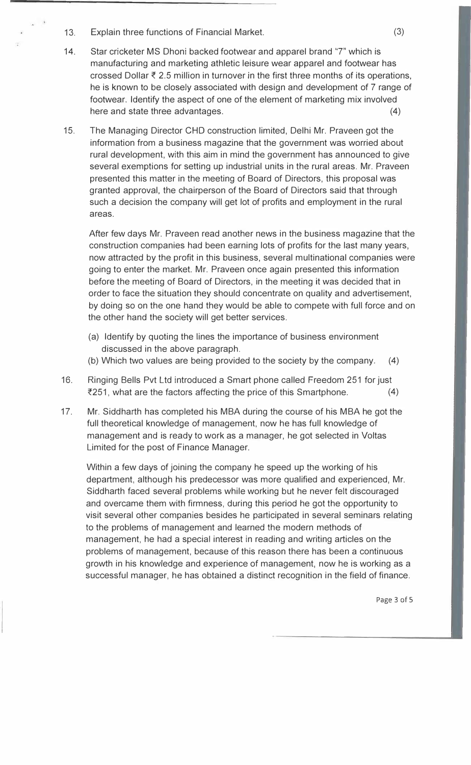13. Explain three functions of Financial Market. (3)

14. Star cricketer MS Dhoni backed footwear and apparel brand "7" which is manufacturing and marketing athletic leisure wear apparel and footwear has crossed Dollar ₹ 2.5 million in turnover in the first three months of its operations, he is known to be closely associated with design and development of 7 range of footwear. Identify the aspect of one of the element of marketing mix involved here and state three advantages. (4)

15. The Managing Director CHD construction limited, Delhi Mr. Praveen got the information from a business magazine that the government was worried about rural development, with this aim in mind the government has announced to give several exemptions for setting up industrial units in the rural areas. Mr. Praveen presented this matter in the meeting of Board of Directors, this proposal was granted approval, the chairperson of the Board of Directors said that through such a decision the company will get lot of profits and employment in the rural areas.

    After few days Mr. Praveen read another news in the business magazine that the construction companies had been earning lots of profits for the last many years, now attracted by the profit in this business, several multinational companies were going to enter the market. Mr. Praveen once again presented this information before the meeting of Board of Directors, in the meeting it was decided that in order to face the situation they should concentrate on quality and advertisement, by doing so on the one hand they would be able to compete with full force and on the other hand the society will get better services.

    (a) Identify by quoting the lines the importance of business environment discussed in the above paragraph.
    (b) Which two values are being provided to the society by the company. (4)

16. Ringing Bells Pvt Ltd introduced a Smart phone called Freedom 251 for just ₹251, what are the factors affecting the price of this Smartphone. (4)

17. Mr. Siddharth has completed his MBA during the course of his MBA he got the full theoretical knowledge of management, now he has full knowledge of management and is ready to work as a manager, he got selected in Voltas Limited for the post of Finance Manager.

    Within a few days of joining the company he speed up the working of his department, although his predecessor was more qualified and experienced, Mr. Siddharth faced several problems while working but he never felt discouraged and overcame them with firmness, during this period he got the opportunity to visit several other companies besides he participated in several seminars relating to the problems of management and learned the modern methods of management, he had a special interest in reading and writing articles on the problems of management, because of this reason there has been a continuous growth in his knowledge and experience of management, now he is working as a successful manager, he has obtained a distinct recognition in the field of finance.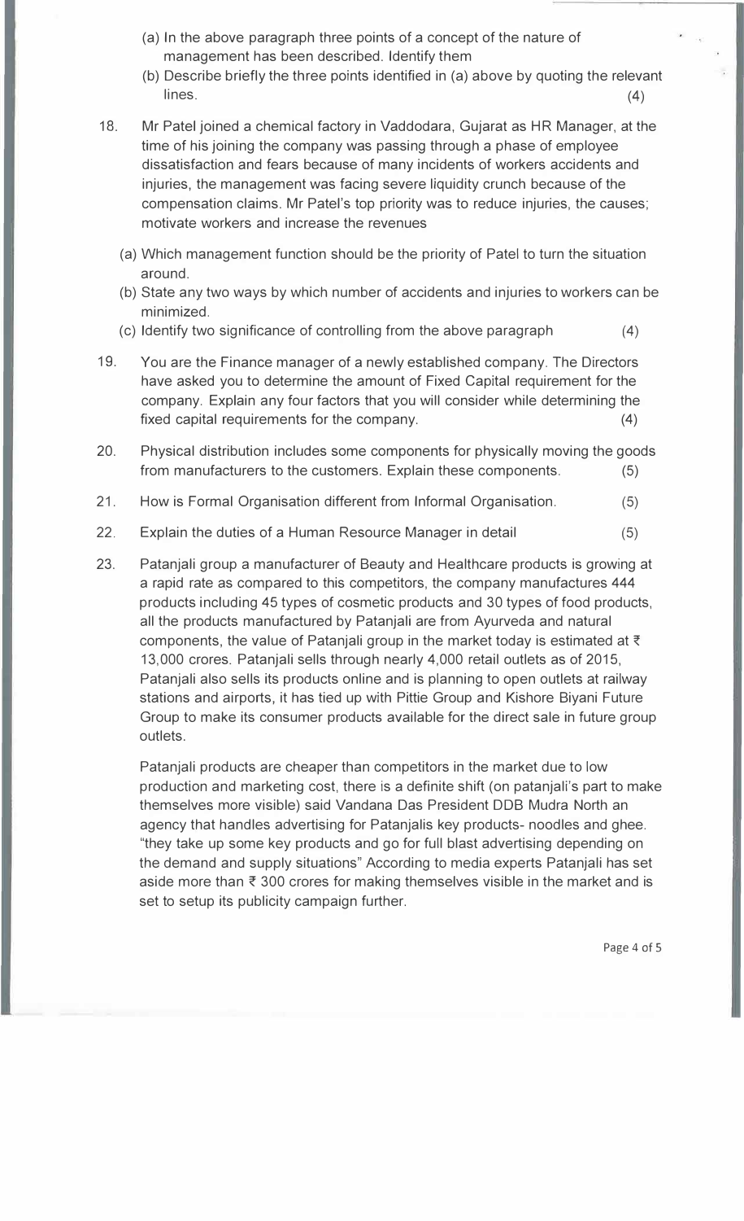(a) In the above paragraph three points of a concept of the nature of management has been described. Identify them

(b) Describe briefly the three points identified in (a) above by quoting the relevant lines. (4)

18. Mr Patel joined a chemical factory in Vaddodara, Gujarat as HR Manager, at the time of his joining the company was passing through a phase of employee dissatisfaction and fears because of many incidents of workers accidents and injuries, the management was facing severe liquidity crunch because of the compensation claims. Mr Patel's top priority was to reduce injuries, the causes; motivate workers and increase the revenues

    (a) Which management function should be the priority of Patel to turn the situation around.

    (b) State any two ways by which number of accidents and injuries to workers can be minimized.

    (c) Identify two significance of controlling from the above paragraph (4)

19. You are the Finance manager of a newly established company. The Directors have asked you to determine the amount of Fixed Capital requirement for the company. Explain any four factors that you will consider while determining the fixed capital requirements for the company. (4)

20. Physical distribution includes some components for physically moving the goods from manufacturers to the customers. Explain these components. (5)

21. How is Formal Organisation different from Informal Organisation. (5)

22. Explain the duties of a Human Resource Manager in detail (5)

23. Patanjali group a manufacturer of Beauty and Healthcare products is growing at a rapid rate as compared to this competitors, the company manufactures 444 products including 45 types of cosmetic products and 30 types of food products, all the products manufactured by Patanjali are from Ayurveda and natural components, the value of Patanjali group in the market today is estimated at ₹ 13,000 crores. Patanjali sells through nearly 4,000 retail outlets as of 2015, Patanjali also sells its products online and is planning to open outlets at railway stations and airports, it has tied up with Pittie Group and Kishore Biyani Future Group to make its consumer products available for the direct sale in future group outlets.

    Patanjali products are cheaper than competitors in the market due to low production and marketing cost, there is a definite shift (on patanjali's part to make themselves more visible) said Vandana Das President DDB Mudra North an agency that handles advertising for Patanjalis key products- noodles and ghee. "they take up some key products and go for full blast advertising depending on the demand and supply situations" According to media experts Patanjali has set aside more than ₹ 300 crores for making themselves visible in the market and is set to setup its publicity campaign further.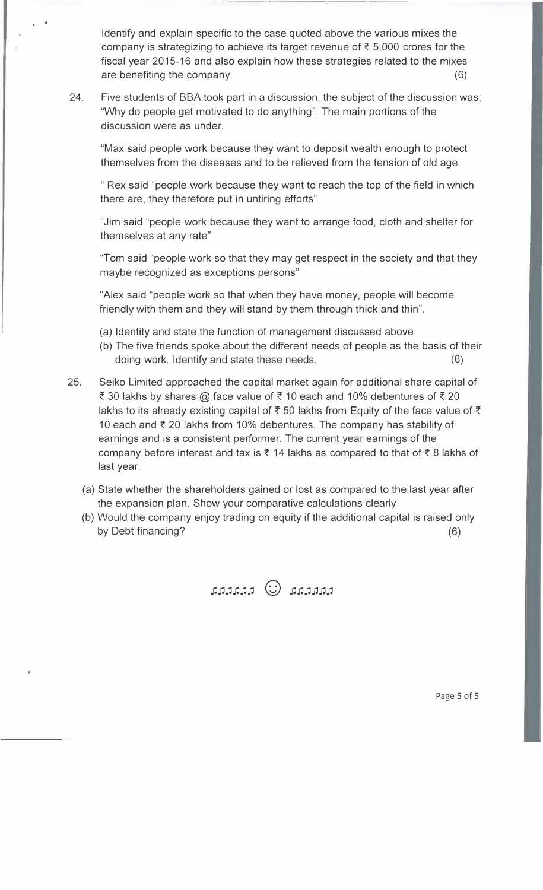Identify and explain specific to the case quoted above the various mixes the company is strategizing to achieve its target revenue of ₹ 5,000 crores for the fiscal year 2015-16 and also explain how these strategies related to the mixes are benefiting the company. (6)

24. Five students of BBA took part in a discussion, the subject of the discussion was; "Why do people get motivated to do anything". The main portions of the discussion were as under.

   "Max said people work because they want to deposit wealth enough to protect themselves from the diseases and to be relieved from the tension of old age.

   " Rex said "people work because they want to reach the top of the field in which there are, they therefore put in untiring efforts"

   "Jim said "people work because they want to arrange food, cloth and shelter for themselves at any rate"

   "Tom said "people work so that they may get respect in the society and that they maybe recognized as exceptions persons"

   "Alex said "people work so that when they have money, people will become friendly with them and they will stand by them through thick and thin".

   (a) Identity and state the function of management discussed above
   (b) The five friends spoke about the different needs of people as the basis of their doing work. Identify and state these needs. (6)

25. Seiko Limited approached the capital market again for additional share capital of ₹ 30 lakhs by shares @ face value of ₹ 10 each and 10% debentures of ₹ 20 lakhs to its already existing capital of ₹ 50 lakhs from Equity of the face value of ₹ 10 each and ₹ 20 lakhs from 10% debentures. The company has stability of earnings and is a consistent performer. The current year earnings of the company before interest and tax is ₹ 14 lakhs as compared to that of ₹ 8 lakhs of last year.

   (a) State whether the shareholders gained or lost as compared to the last year after the expansion plan. Show your comparative calculations clearly
   (b) Would the company enjoy trading on equity if the additional capital is raised only by Debt financing? (6)

♫♫♫♫♫♫ ☺ ♫♫♫♫♫♫